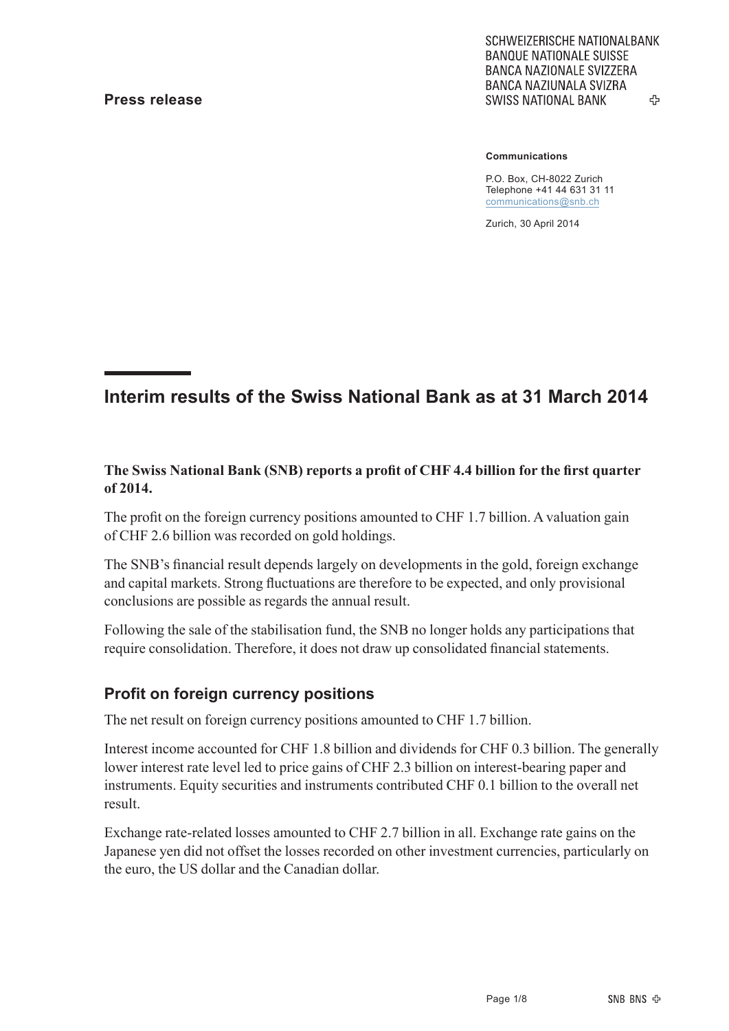**Press release**

SCHWEIZERISCHE NATIONALBANK
BANQUE NATIONALE SUISSE
BANCA NAZIONALE SVIZZERA
BANCA NAZIUNALA SVIZRA
SWISS NATIONAL BANK

**Communications**

P.O. Box, CH-8022 Zurich
Telephone +41 44 631 31 11
communications@snb.ch

Zurich, 30 April 2014

# Interim results of the Swiss National Bank as at 31 March 2014

**The Swiss National Bank (SNB) reports a profit of CHF 4.4 billion for the first quarter of 2014.**

The profit on the foreign currency positions amounted to CHF 1.7 billion. A valuation gain of CHF 2.6 billion was recorded on gold holdings.

The SNB's financial result depends largely on developments in the gold, foreign exchange and capital markets. Strong fluctuations are therefore to be expected, and only provisional conclusions are possible as regards the annual result.

Following the sale of the stabilisation fund, the SNB no longer holds any participations that require consolidation. Therefore, it does not draw up consolidated financial statements.

## Profit on foreign currency positions

The net result on foreign currency positions amounted to CHF 1.7 billion.

Interest income accounted for CHF 1.8 billion and dividends for CHF 0.3 billion. The generally lower interest rate level led to price gains of CHF 2.3 billion on interest-bearing paper and instruments. Equity securities and instruments contributed CHF 0.1 billion to the overall net result.

Exchange rate-related losses amounted to CHF 2.7 billion in all. Exchange rate gains on the Japanese yen did not offset the losses recorded on other investment currencies, particularly on the euro, the US dollar and the Canadian dollar.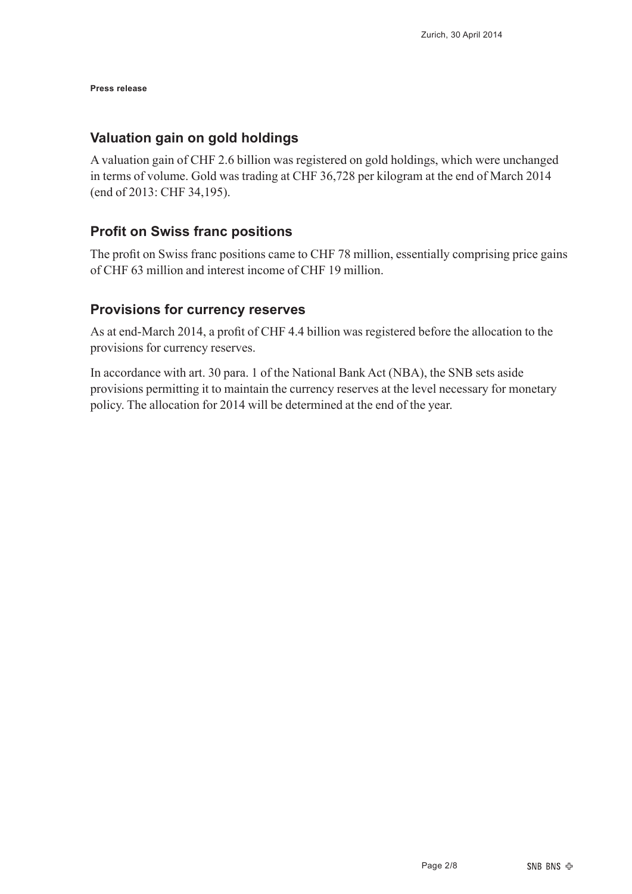**Press release**

## Valuation gain on gold holdings

A valuation gain of CHF 2.6 billion was registered on gold holdings, which were unchanged in terms of volume. Gold was trading at CHF 36,728 per kilogram at the end of March 2014 (end of 2013: CHF 34,195).

## Profit on Swiss franc positions

The profit on Swiss franc positions came to CHF 78 million, essentially comprising price gains of CHF 63 million and interest income of CHF 19 million.

## Provisions for currency reserves

As at end-March 2014, a profit of CHF 4.4 billion was registered before the allocation to the provisions for currency reserves.

In accordance with art. 30 para. 1 of the National Bank Act (NBA), the SNB sets aside provisions permitting it to maintain the currency reserves at the level necessary for monetary policy. The allocation for 2014 will be determined at the end of the year.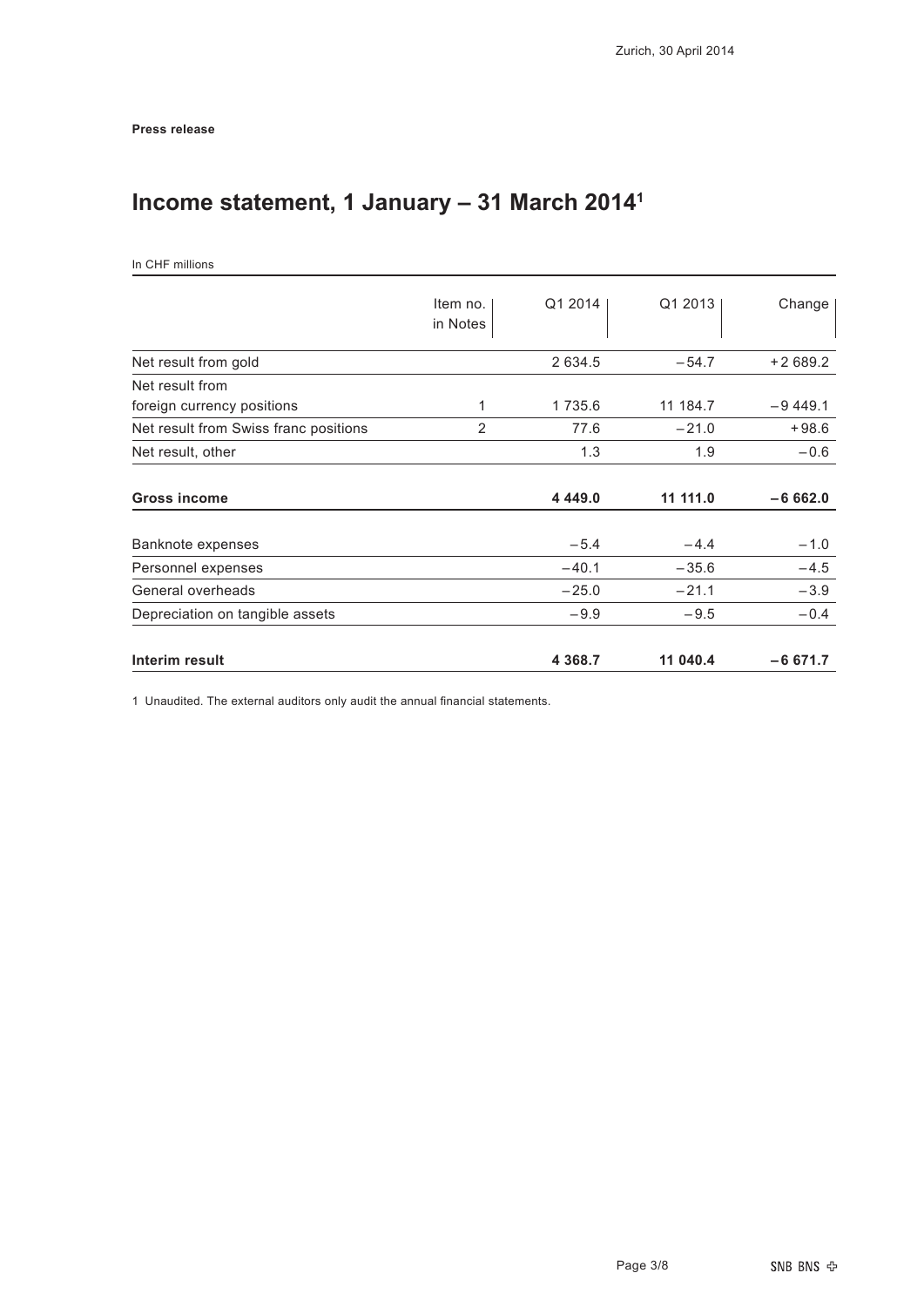Zurich, 30 April 2014

**Press release**

# Income statement, 1 January – 31 March 2014[1]

In CHF millions

| | Item no. in Notes | Q1 2014 | Q1 2013 | Change |
|---|---|---|---|---|
| Net result from gold | | 2 634.5 | −54.7 | +2 689.2 |
| Net result from foreign currency positions | 1 | 1 735.6 | 11 184.7 | −9 449.1 |
| Net result from Swiss franc positions | 2 | 77.6 | −21.0 | +98.6 |
| Net result, other | | 1.3 | 1.9 | −0.6 |
| **Gross income** | | **4 449.0** | **11 111.0** | **−6 662.0** |
| Banknote expenses | | −5.4 | −4.4 | −1.0 |
| Personnel expenses | | −40.1 | −35.6 | −4.5 |
| General overheads | | −25.0 | −21.1 | −3.9 |
| Depreciation on tangible assets | | −9.9 | −9.5 | −0.4 |
| **Interim result** | | **4 368.7** | **11 040.4** | **−6 671.7** |

1 Unaudited. The external auditors only audit the annual financial statements.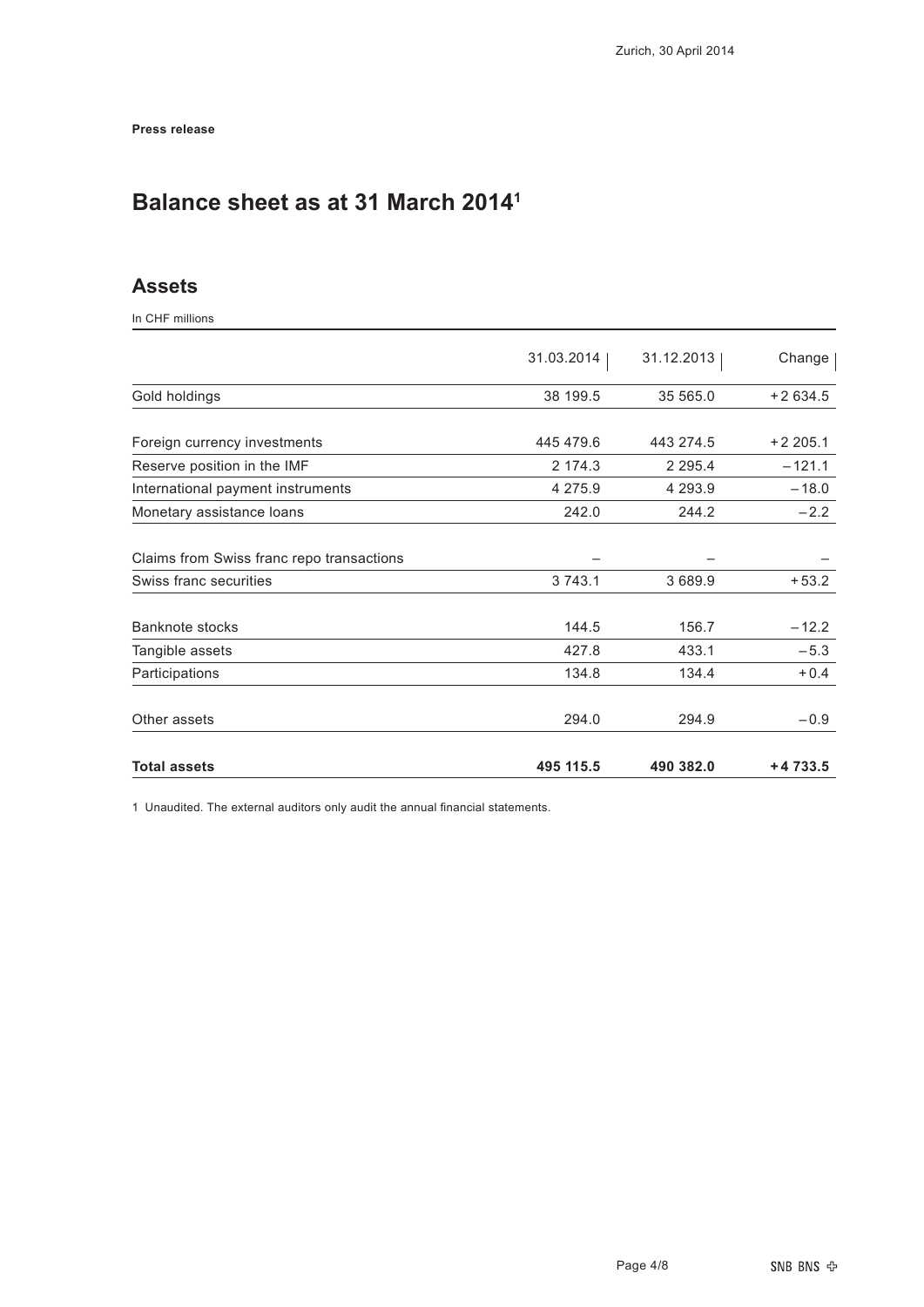Zurich, 30 April 2014

**Press release**

# Balance sheet as at 31 March 2014[1]

## Assets

In CHF millions

| | 31.03.2014 | 31.12.2013 | Change |
|---|---|---|---|
| Gold holdings | 38 199.5 | 35 565.0 | +2 634.5 |
| Foreign currency investments | 445 479.6 | 443 274.5 | +2 205.1 |
| Reserve position in the IMF | 2 174.3 | 2 295.4 | −121.1 |
| International payment instruments | 4 275.9 | 4 293.9 | −18.0 |
| Monetary assistance loans | 242.0 | 244.2 | −2.2 |
| Claims from Swiss franc repo transactions | – | – | – |
| Swiss franc securities | 3 743.1 | 3 689.9 | +53.2 |
| Banknote stocks | 144.5 | 156.7 | −12.2 |
| Tangible assets | 427.8 | 433.1 | −5.3 |
| Participations | 134.8 | 134.4 | +0.4 |
| Other assets | 294.0 | 294.9 | −0.9 |
| **Total assets** | **495 115.5** | **490 382.0** | **+4 733.5** |

1 Unaudited. The external auditors only audit the annual financial statements.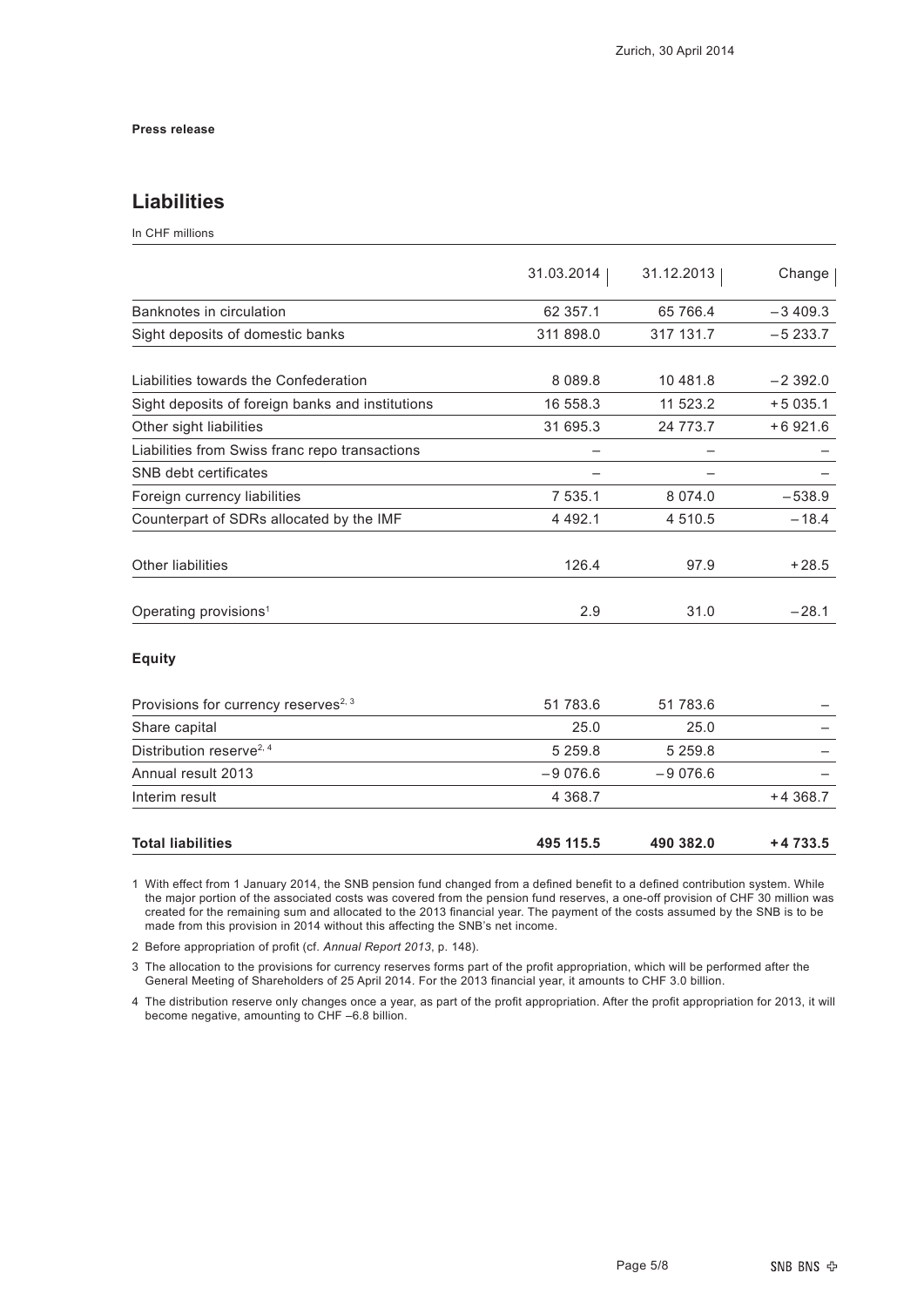Zurich, 30 April 2014

**Press release**

## Liabilities

In CHF millions

| | 31.03.2014 | 31.12.2013 | Change |
|---|---|---|---|
| Banknotes in circulation | 62 357.1 | 65 766.4 | −3 409.3 |
| Sight deposits of domestic banks | 311 898.0 | 317 131.7 | −5 233.7 |
| Liabilities towards the Confederation | 8 089.8 | 10 481.8 | −2 392.0 |
| Sight deposits of foreign banks and institutions | 16 558.3 | 11 523.2 | +5 035.1 |
| Other sight liabilities | 31 695.3 | 24 773.7 | +6 921.6 |
| Liabilities from Swiss franc repo transactions | – | – | – |
| SNB debt certificates | – | – | – |
| Foreign currency liabilities | 7 535.1 | 8 074.0 | −538.9 |
| Counterpart of SDRs allocated by the IMF | 4 492.1 | 4 510.5 | −18.4 |
| Other liabilities | 126.4 | 97.9 | +28.5 |
| Operating provisions[1] | 2.9 | 31.0 | −28.1 |
| **Equity** | | | |
| Provisions for currency reserves[2, 3] | 51 783.6 | 51 783.6 | – |
| Share capital | 25.0 | 25.0 | – |
| Distribution reserve[2, 4] | 5 259.8 | 5 259.8 | – |
| Annual result 2013 | −9 076.6 | −9 076.6 | – |
| Interim result | 4 368.7 | | +4 368.7 |
| **Total liabilities** | **495 115.5** | **490 382.0** | **+4 733.5** |

1 With effect from 1 January 2014, the SNB pension fund changed from a defined benefit to a defined contribution system. While the major portion of the associated costs was covered from the pension fund reserves, a one-off provision of CHF 30 million was created for the remaining sum and allocated to the 2013 financial year. The payment of the costs assumed by the SNB is to be made from this provision in 2014 without this affecting the SNB's net income.

2 Before appropriation of profit (cf. *Annual Report 2013*, p. 148).

3 The allocation to the provisions for currency reserves forms part of the profit appropriation, which will be performed after the General Meeting of Shareholders of 25 April 2014. For the 2013 financial year, it amounts to CHF 3.0 billion.

4 The distribution reserve only changes once a year, as part of the profit appropriation. After the profit appropriation for 2013, it will become negative, amounting to CHF –6.8 billion.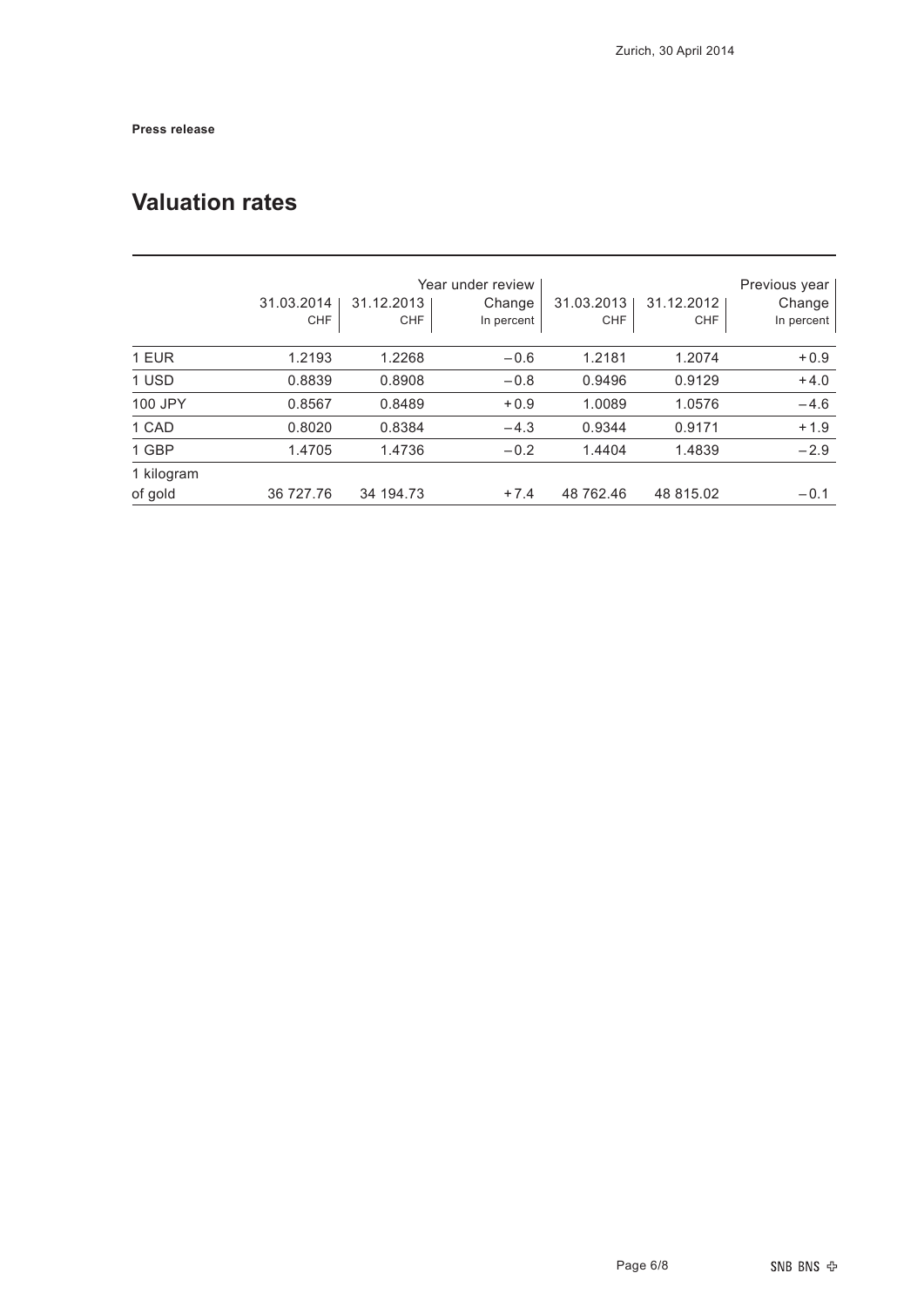Zurich, 30 April 2014

**Press release**

## Valuation rates

| | Year under review | | | Previous year | | |
|---|---|---|---|---|---|---|
| | 31.03.2014 CHF | 31.12.2013 CHF | Change In percent | 31.03.2013 CHF | 31.12.2012 CHF | Change In percent |
| 1 EUR | 1.2193 | 1.2268 | −0.6 | 1.2181 | 1.2074 | +0.9 |
| 1 USD | 0.8839 | 0.8908 | −0.8 | 0.9496 | 0.9129 | +4.0 |
| 100 JPY | 0.8567 | 0.8489 | +0.9 | 1.0089 | 1.0576 | −4.6 |
| 1 CAD | 0.8020 | 0.8384 | −4.3 | 0.9344 | 0.9171 | +1.9 |
| 1 GBP | 1.4705 | 1.4736 | −0.2 | 1.4404 | 1.4839 | −2.9 |
| 1 kilogram of gold | 36 727.76 | 34 194.73 | +7.4 | 48 762.46 | 48 815.02 | −0.1 |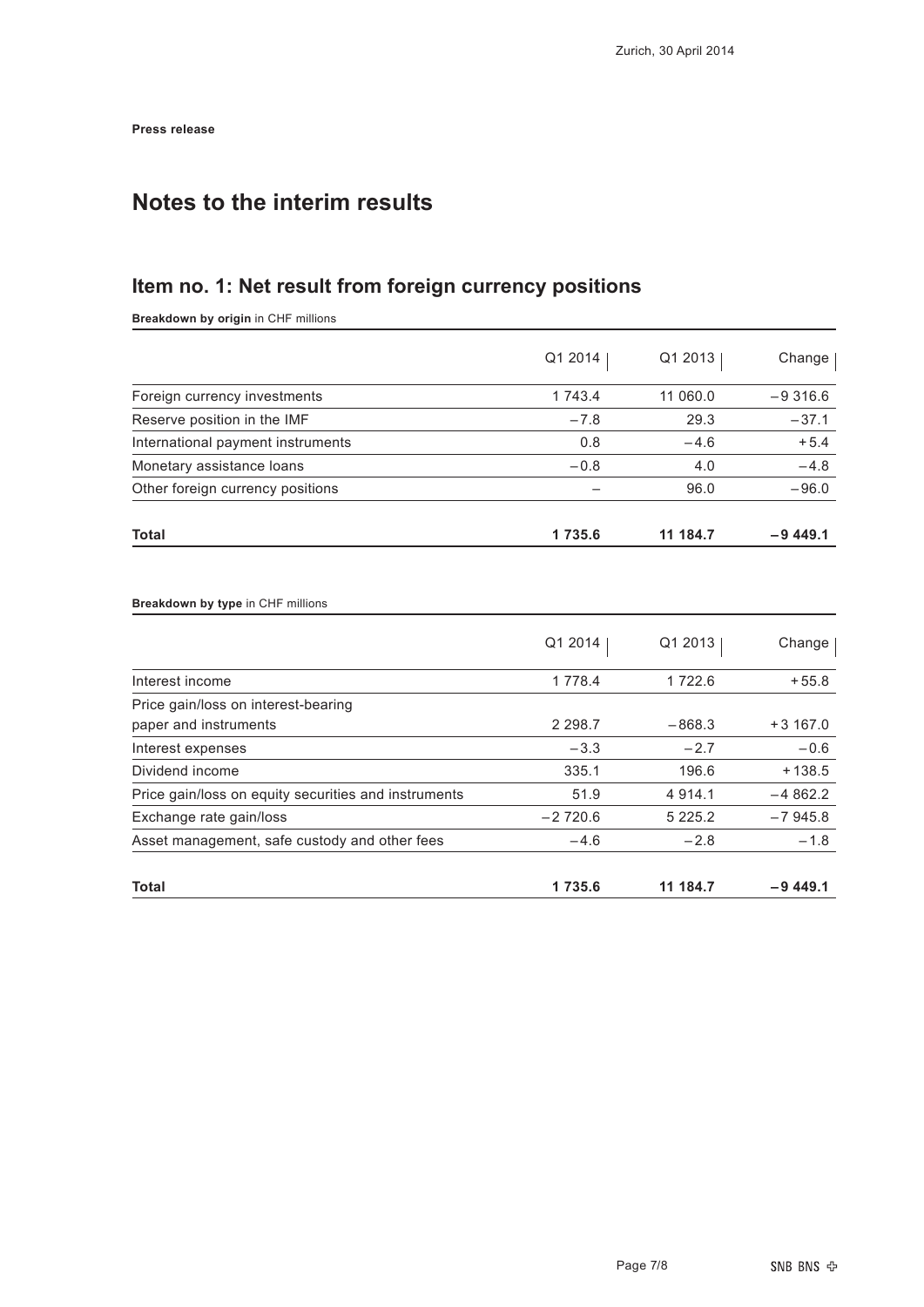Zurich, 30 April 2014

**Press release**

# Notes to the interim results

## Item no. 1: Net result from foreign currency positions

**Breakdown by origin** in CHF millions

| | Q1 2014 | Q1 2013 | Change |
|---|---|---|---|
| Foreign currency investments | 1 743.4 | 11 060.0 | −9 316.6 |
| Reserve position in the IMF | −7.8 | 29.3 | −37.1 |
| International payment instruments | 0.8 | −4.6 | +5.4 |
| Monetary assistance loans | −0.8 | 4.0 | −4.8 |
| Other foreign currency positions | – | 96.0 | −96.0 |
| **Total** | **1 735.6** | **11 184.7** | **−9 449.1** |

**Breakdown by type** in CHF millions

| | Q1 2014 | Q1 2013 | Change |
|---|---|---|---|
| Interest income | 1 778.4 | 1 722.6 | +55.8 |
| Price gain/loss on interest-bearing paper and instruments | 2 298.7 | −868.3 | +3 167.0 |
| Interest expenses | −3.3 | −2.7 | −0.6 |
| Dividend income | 335.1 | 196.6 | +138.5 |
| Price gain/loss on equity securities and instruments | 51.9 | 4 914.1 | −4 862.2 |
| Exchange rate gain/loss | −2 720.6 | 5 225.2 | −7 945.8 |
| Asset management, safe custody and other fees | −4.6 | −2.8 | −1.8 |
| **Total** | **1 735.6** | **11 184.7** | **−9 449.1** |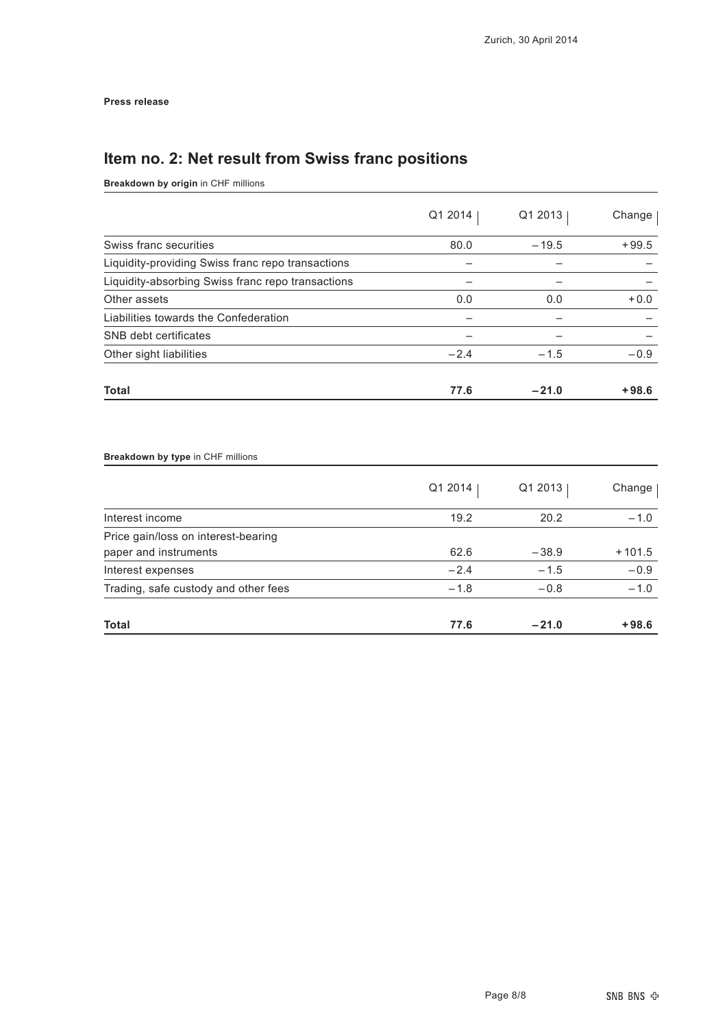Zurich, 30 April 2014

**Press release**

## Item no. 2: Net result from Swiss franc positions

**Breakdown by origin** in CHF millions

| | Q1 2014 | Q1 2013 | Change |
|---|---|---|---|
| Swiss franc securities | 80.0 | –19.5 | +99.5 |
| Liquidity-providing Swiss franc repo transactions | – | – | – |
| Liquidity-absorbing Swiss franc repo transactions | – | – | – |
| Other assets | 0.0 | 0.0 | +0.0 |
| Liabilities towards the Confederation | – | – | – |
| SNB debt certificates | – | – | – |
| Other sight liabilities | –2.4 | –1.5 | –0.9 |
| **Total** | **77.6** | **–21.0** | **+98.6** |

**Breakdown by type** in CHF millions

| | Q1 2014 | Q1 2013 | Change |
|---|---|---|---|
| Interest income | 19.2 | 20.2 | –1.0 |
| Price gain/loss on interest-bearing paper and instruments | 62.6 | –38.9 | +101.5 |
| Interest expenses | –2.4 | –1.5 | –0.9 |
| Trading, safe custody and other fees | –1.8 | –0.8 | –1.0 |
| **Total** | **77.6** | **–21.0** | **+98.6** |